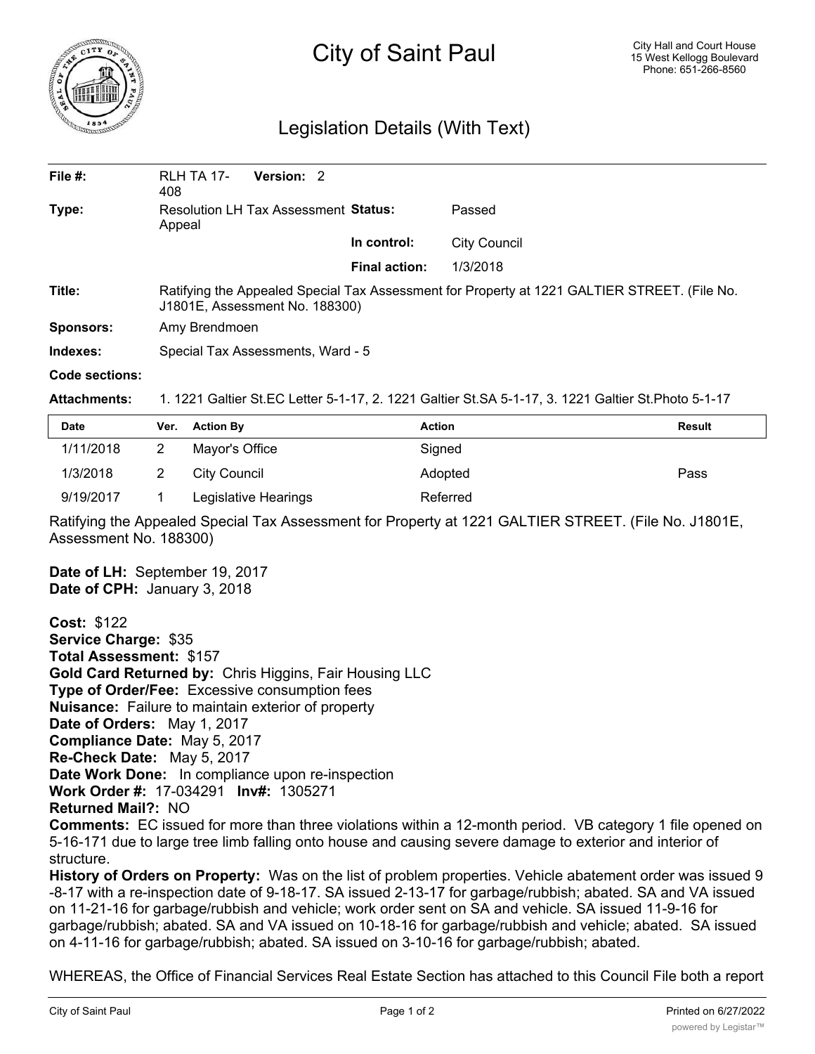# City of Saint Paul

City Hall and Court House
15 West Kellogg Boulevard
Phone: 651-266-8560

## Legislation Details (With Text)

| | | | |
|---|---|---|---|
| **File #:** | RLH TA 17-408 **Version:** 2 | | |
| **Type:** | Resolution LH Tax Assessment Appeal | **Status:** | Passed |
| | | **In control:** | City Council |
| | | **Final action:** | 1/3/2018 |

**Title:** Ratifying the Appealed Special Tax Assessment for Property at 1221 GALTIER STREET. (File No. J1801E, Assessment No. 188300)

**Sponsors:** Amy Brendmoen

**Indexes:** Special Tax Assessments, Ward - 5

**Code sections:**

**Attachments:** 1. 1221 Galtier St.EC Letter 5-1-17, 2. 1221 Galtier St.SA 5-1-17, 3. 1221 Galtier St.Photo 5-1-17

| Date | Ver. | Action By | Action | Result |
|---|---|---|---|---|
| 1/11/2018 | 2 | Mayor's Office | Signed | |
| 1/3/2018 | 2 | City Council | Adopted | Pass |
| 9/19/2017 | 1 | Legislative Hearings | Referred | |

Ratifying the Appealed Special Tax Assessment for Property at 1221 GALTIER STREET. (File No. J1801E, Assessment No. 188300)

**Date of LH:** September 19, 2017
**Date of CPH:** January 3, 2018

**Cost:** $122
**Service Charge:** $35
**Total Assessment:** $157
**Gold Card Returned by:** Chris Higgins, Fair Housing LLC
**Type of Order/Fee:** Excessive consumption fees
**Nuisance:** Failure to maintain exterior of property
**Date of Orders:** May 1, 2017
**Compliance Date:** May 5, 2017
**Re-Check Date:** May 5, 2017
**Date Work Done:** In compliance upon re-inspection
**Work Order #:** 17-034291 **Inv#:** 1305271
**Returned Mail?:** NO
**Comments:** EC issued for more than three violations within a 12-month period. VB category 1 file opened on 5-16-171 due to large tree limb falling onto house and causing severe damage to exterior and interior of structure.
**History of Orders on Property:** Was on the list of problem properties. Vehicle abatement order was issued 9-8-17 with a re-inspection date of 9-18-17. SA issued 2-13-17 for garbage/rubbish; abated. SA and VA issued on 11-21-16 for garbage/rubbish and vehicle; work order sent on SA and vehicle. SA issued 11-9-16 for garbage/rubbish; abated. SA and VA issued on 10-18-16 for garbage/rubbish and vehicle; abated. SA issued on 4-11-16 for garbage/rubbish; abated. SA issued on 3-10-16 for garbage/rubbish; abated.

WHEREAS, the Office of Financial Services Real Estate Section has attached to this Council File both a report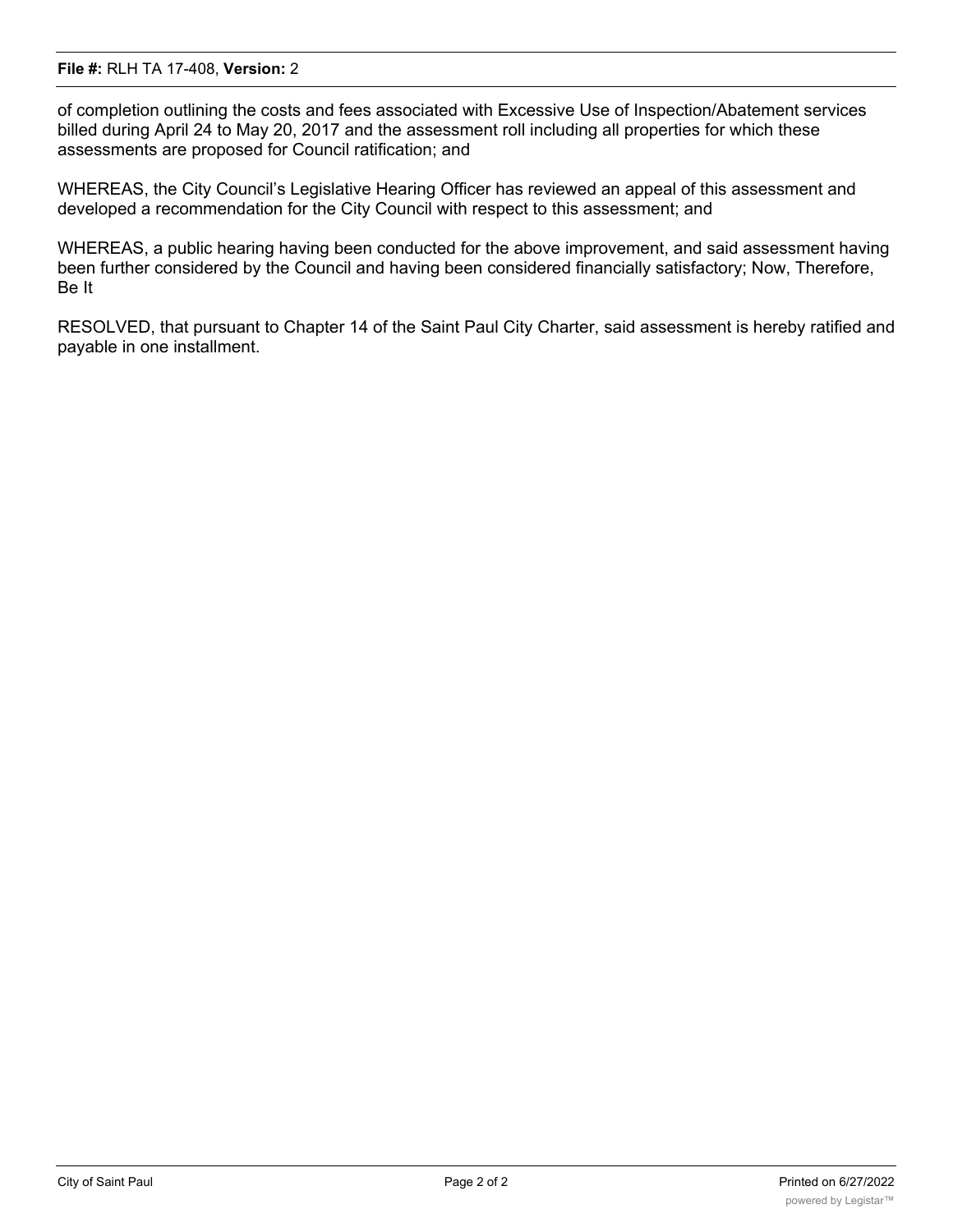of completion outlining the costs and fees associated with Excessive Use of Inspection/Abatement services billed during April 24 to May 20, 2017 and the assessment roll including all properties for which these assessments are proposed for Council ratification; and

WHEREAS, the City Council's Legislative Hearing Officer has reviewed an appeal of this assessment and developed a recommendation for the City Council with respect to this assessment; and

WHEREAS, a public hearing having been conducted for the above improvement, and said assessment having been further considered by the Council and having been considered financially satisfactory; Now, Therefore, Be It

RESOLVED, that pursuant to Chapter 14 of the Saint Paul City Charter, said assessment is hereby ratified and payable in one installment.